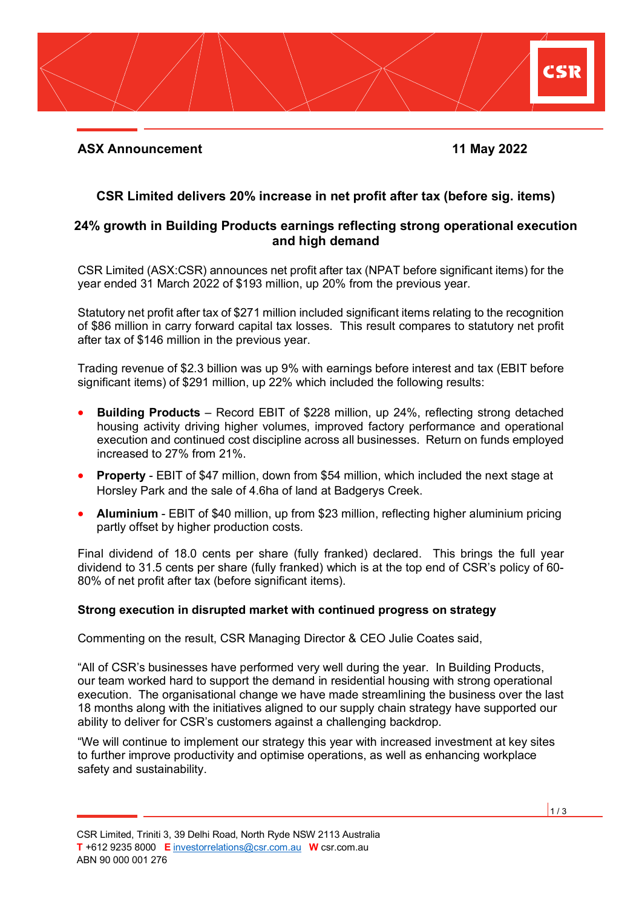**ASX Announcement** **11 May 2022**

## CSR Limited delivers 20% increase in net profit after tax (before sig. items)

## 24% growth in Building Products earnings reflecting strong operational execution and high demand

CSR Limited (ASX:CSR) announces net profit after tax (NPAT before significant items) for the year ended 31 March 2022 of $193 million, up 20% from the previous year.

Statutory net profit after tax of $271 million included significant items relating to the recognition of $86 million in carry forward capital tax losses. This result compares to statutory net profit after tax of $146 million in the previous year.

Trading revenue of $2.3 billion was up 9% with earnings before interest and tax (EBIT before significant items) of $291 million, up 22% which included the following results:

- **Building Products** – Record EBIT of $228 million, up 24%, reflecting strong detached housing activity driving higher volumes, improved factory performance and operational execution and continued cost discipline across all businesses. Return on funds employed increased to 27% from 21%.
- **Property** - EBIT of $47 million, down from $54 million, which included the next stage at Horsley Park and the sale of 4.6ha of land at Badgerys Creek.
- **Aluminium** - EBIT of $40 million, up from $23 million, reflecting higher aluminium pricing partly offset by higher production costs.

Final dividend of 18.0 cents per share (fully franked) declared. This brings the full year dividend to 31.5 cents per share (fully franked) which is at the top end of CSR's policy of 60-80% of net profit after tax (before significant items).

### Strong execution in disrupted market with continued progress on strategy

Commenting on the result, CSR Managing Director & CEO Julie Coates said,

"All of CSR's businesses have performed very well during the year. In Building Products, our team worked hard to support the demand in residential housing with strong operational execution. The organisational change we have made streamlining the business over the last 18 months along with the initiatives aligned to our supply chain strategy have supported our ability to deliver for CSR's customers against a challenging backdrop.

"We will continue to implement our strategy this year with increased investment at key sites to further improve productivity and optimise operations, as well as enhancing workplace safety and sustainability.

CSR Limited, Triniti 3, 39 Delhi Road, North Ryde NSW 2113 Australia
**T** +612 9235 8000 **E** investorrelations@csr.com.au **W** csr.com.au
ABN 90 000 001 276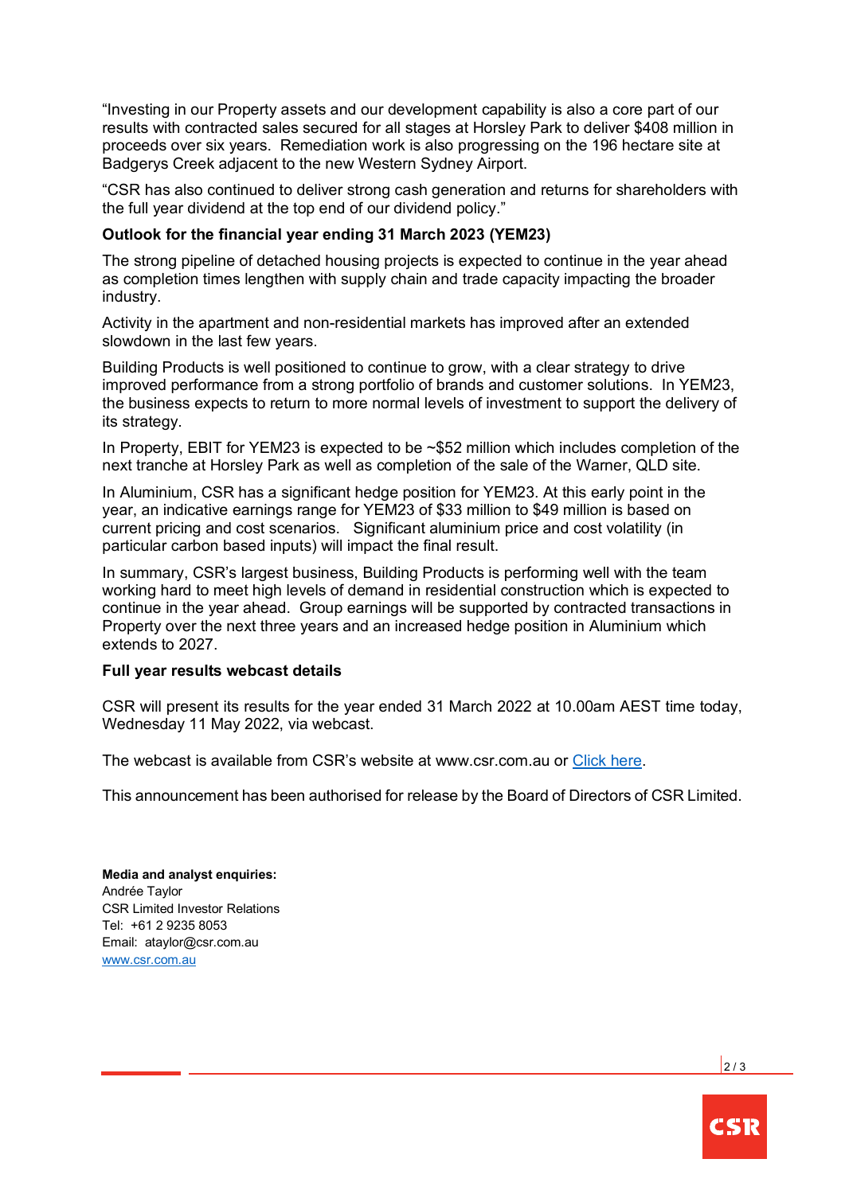"Investing in our Property assets and our development capability is also a core part of our results with contracted sales secured for all stages at Horsley Park to deliver $408 million in proceeds over six years. Remediation work is also progressing on the 196 hectare site at Badgerys Creek adjacent to the new Western Sydney Airport.

"CSR has also continued to deliver strong cash generation and returns for shareholders with the full year dividend at the top end of our dividend policy."

**Outlook for the financial year ending 31 March 2023 (YEM23)**

The strong pipeline of detached housing projects is expected to continue in the year ahead as completion times lengthen with supply chain and trade capacity impacting the broader industry.

Activity in the apartment and non-residential markets has improved after an extended slowdown in the last few years.

Building Products is well positioned to continue to grow, with a clear strategy to drive improved performance from a strong portfolio of brands and customer solutions. In YEM23, the business expects to return to more normal levels of investment to support the delivery of its strategy.

In Property, EBIT for YEM23 is expected to be ~$52 million which includes completion of the next tranche at Horsley Park as well as completion of the sale of the Warner, QLD site.

In Aluminium, CSR has a significant hedge position for YEM23. At this early point in the year, an indicative earnings range for YEM23 of $33 million to $49 million is based on current pricing and cost scenarios. Significant aluminium price and cost volatility (in particular carbon based inputs) will impact the final result.

In summary, CSR's largest business, Building Products is performing well with the team working hard to meet high levels of demand in residential construction which is expected to continue in the year ahead. Group earnings will be supported by contracted transactions in Property over the next three years and an increased hedge position in Aluminium which extends to 2027.

**Full year results webcast details**

CSR will present its results for the year ended 31 March 2022 at 10.00am AEST time today, Wednesday 11 May 2022, via webcast.

The webcast is available from CSR's website at www.csr.com.au or Click here.

This announcement has been authorised for release by the Board of Directors of CSR Limited.

**Media and analyst enquiries:**
Andrée Taylor
CSR Limited Investor Relations
Tel: +61 2 9235 8053
Email: ataylor@csr.com.au
www.csr.com.au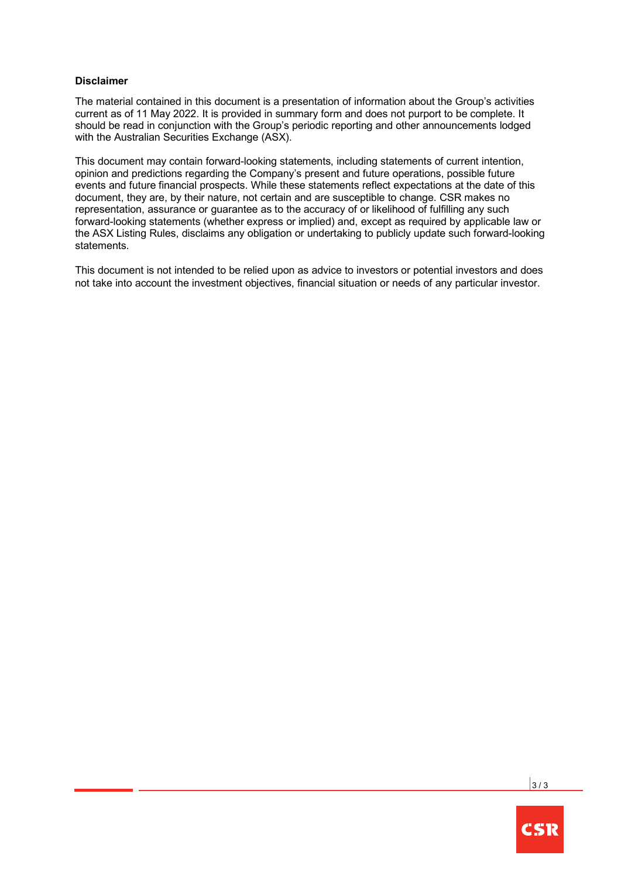**Disclaimer**

The material contained in this document is a presentation of information about the Group's activities current as of 11 May 2022. It is provided in summary form and does not purport to be complete. It should be read in conjunction with the Group's periodic reporting and other announcements lodged with the Australian Securities Exchange (ASX).

This document may contain forward-looking statements, including statements of current intention, opinion and predictions regarding the Company's present and future operations, possible future events and future financial prospects. While these statements reflect expectations at the date of this document, they are, by their nature, not certain and are susceptible to change. CSR makes no representation, assurance or guarantee as to the accuracy of or likelihood of fulfilling any such forward-looking statements (whether express or implied) and, except as required by applicable law or the ASX Listing Rules, disclaims any obligation or undertaking to publicly update such forward-looking statements.

This document is not intended to be relied upon as advice to investors or potential investors and does not take into account the investment objectives, financial situation or needs of any particular investor.